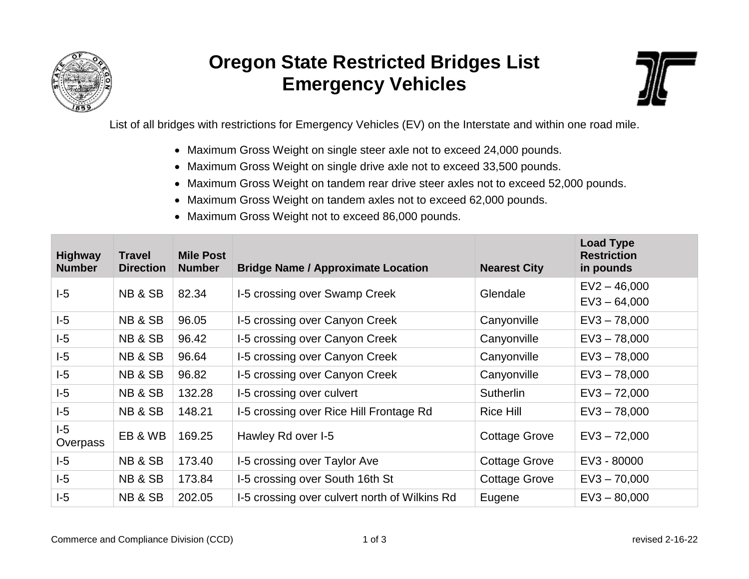# Oregon State Restricted Bridges List Emergency Vehicles

List of all bridges with restrictions for Emergency Vehicles (EV) on the Interstate and within one road mile.

- Maximum Gross Weight on single steer axle not to exceed 24,000 pounds.
- Maximum Gross Weight on single drive axle not to exceed 33,500 pounds.
- Maximum Gross Weight on tandem rear drive steer axles not to exceed 52,000 pounds.
- Maximum Gross Weight on tandem axles not to exceed 62,000 pounds.
- Maximum Gross Weight not to exceed 86,000 pounds.

| Highway Number | Travel Direction | Mile Post Number | Bridge Name / Approximate Location | Nearest City | Load Type Restriction in pounds |
|---|---|---|---|---|---|
| I-5 | NB & SB | 82.34 | I-5 crossing over Swamp Creek | Glendale | EV2 – 46,000<br>EV3 – 64,000 |
| I-5 | NB & SB | 96.05 | I-5 crossing over Canyon Creek | Canyonville | EV3 – 78,000 |
| I-5 | NB & SB | 96.42 | I-5 crossing over Canyon Creek | Canyonville | EV3 – 78,000 |
| I-5 | NB & SB | 96.64 | I-5 crossing over Canyon Creek | Canyonville | EV3 – 78,000 |
| I-5 | NB & SB | 96.82 | I-5 crossing over Canyon Creek | Canyonville | EV3 – 78,000 |
| I-5 | NB & SB | 132.28 | I-5 crossing over culvert | Sutherlin | EV3 – 72,000 |
| I-5 | NB & SB | 148.21 | I-5 crossing over Rice Hill Frontage Rd | Rice Hill | EV3 – 78,000 |
| I-5 Overpass | EB & WB | 169.25 | Hawley Rd over I-5 | Cottage Grove | EV3 – 72,000 |
| I-5 | NB & SB | 173.40 | I-5 crossing over Taylor Ave | Cottage Grove | EV3 - 80000 |
| I-5 | NB & SB | 173.84 | I-5 crossing over South 16th St | Cottage Grove | EV3 – 70,000 |
| I-5 | NB & SB | 202.05 | I-5 crossing over culvert north of Wilkins Rd | Eugene | EV3 – 80,000 |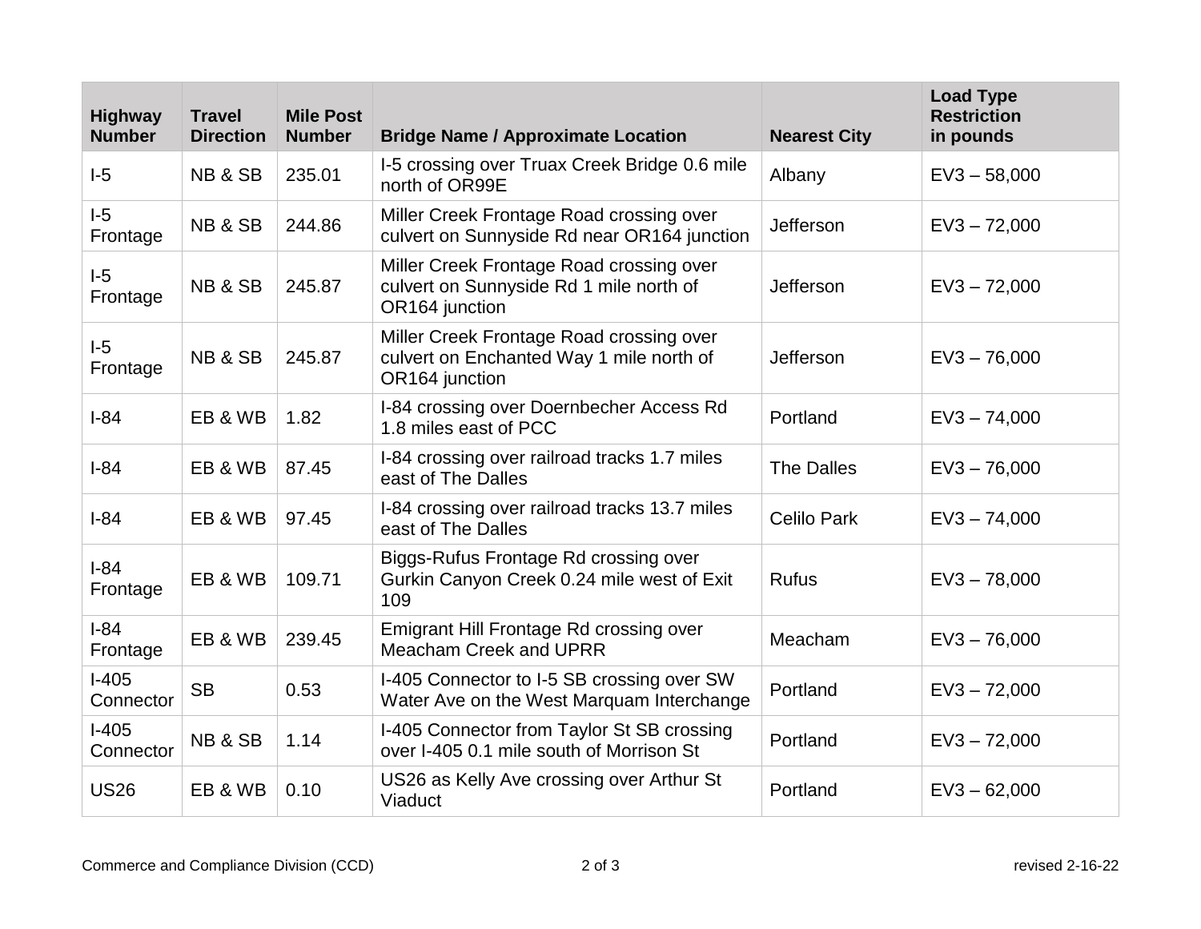| Highway Number | Travel Direction | Mile Post Number | Bridge Name / Approximate Location | Nearest City | Load Type Restriction in pounds |
|---|---|---|---|---|---|
| I-5 | NB & SB | 235.01 | I-5 crossing over Truax Creek Bridge 0.6 mile north of OR99E | Albany | EV3 – 58,000 |
| I-5 Frontage | NB & SB | 244.86 | Miller Creek Frontage Road crossing over culvert on Sunnyside Rd near OR164 junction | Jefferson | EV3 – 72,000 |
| I-5 Frontage | NB & SB | 245.87 | Miller Creek Frontage Road crossing over culvert on Sunnyside Rd 1 mile north of OR164 junction | Jefferson | EV3 – 72,000 |
| I-5 Frontage | NB & SB | 245.87 | Miller Creek Frontage Road crossing over culvert on Enchanted Way 1 mile north of OR164 junction | Jefferson | EV3 – 76,000 |
| I-84 | EB & WB | 1.82 | I-84 crossing over Doernbecher Access Rd 1.8 miles east of PCC | Portland | EV3 – 74,000 |
| I-84 | EB & WB | 87.45 | I-84 crossing over railroad tracks 1.7 miles east of The Dalles | The Dalles | EV3 – 76,000 |
| I-84 | EB & WB | 97.45 | I-84 crossing over railroad tracks 13.7 miles east of The Dalles | Celilo Park | EV3 – 74,000 |
| I-84 Frontage | EB & WB | 109.71 | Biggs-Rufus Frontage Rd crossing over Gurkin Canyon Creek 0.24 mile west of Exit 109 | Rufus | EV3 – 78,000 |
| I-84 Frontage | EB & WB | 239.45 | Emigrant Hill Frontage Rd crossing over Meacham Creek and UPRR | Meacham | EV3 – 76,000 |
| I-405 Connector | SB | 0.53 | I-405 Connector to I-5 SB crossing over SW Water Ave on the West Marquam Interchange | Portland | EV3 – 72,000 |
| I-405 Connector | NB & SB | 1.14 | I-405 Connector from Taylor St SB crossing over I-405 0.1 mile south of Morrison St | Portland | EV3 – 72,000 |
| US26 | EB & WB | 0.10 | US26 as Kelly Ave crossing over Arthur St Viaduct | Portland | EV3 – 62,000 |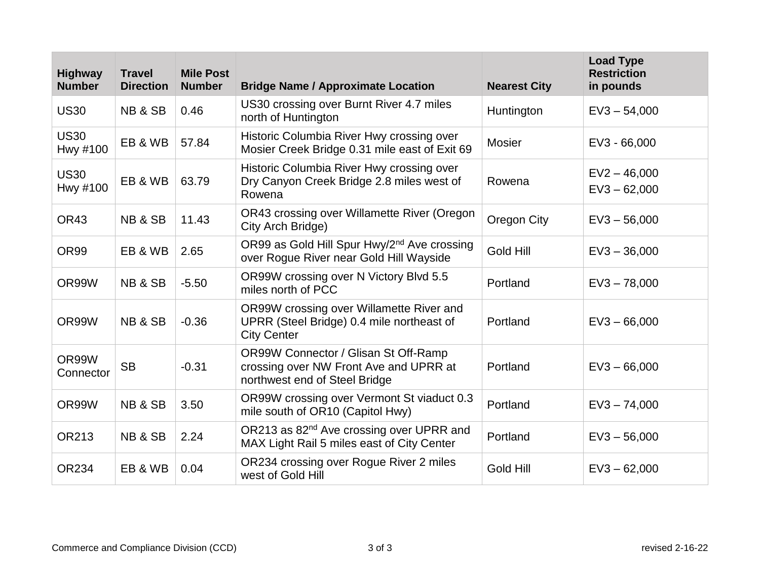| Highway Number | Travel Direction | Mile Post Number | Bridge Name / Approximate Location | Nearest City | Load Type Restriction in pounds |
|---|---|---|---|---|---|
| US30 | NB & SB | 0.46 | US30 crossing over Burnt River 4.7 miles north of Huntington | Huntington | EV3 – 54,000 |
| US30 Hwy #100 | EB & WB | 57.84 | Historic Columbia River Hwy crossing over Mosier Creek Bridge 0.31 mile east of Exit 69 | Mosier | EV3 - 66,000 |
| US30 Hwy #100 | EB & WB | 63.79 | Historic Columbia River Hwy crossing over Dry Canyon Creek Bridge 2.8 miles west of Rowena | Rowena | EV2 – 46,000<br>EV3 – 62,000 |
| OR43 | NB & SB | 11.43 | OR43 crossing over Willamette River (Oregon City Arch Bridge) | Oregon City | EV3 – 56,000 |
| OR99 | EB & WB | 2.65 | OR99 as Gold Hill Spur Hwy/2nd Ave crossing over Rogue River near Gold Hill Wayside | Gold Hill | EV3 – 36,000 |
| OR99W | NB & SB | -5.50 | OR99W crossing over N Victory Blvd 5.5 miles north of PCC | Portland | EV3 – 78,000 |
| OR99W | NB & SB | -0.36 | OR99W crossing over Willamette River and UPRR (Steel Bridge) 0.4 mile northeast of City Center | Portland | EV3 – 66,000 |
| OR99W Connector | SB | -0.31 | OR99W Connector / Glisan St Off-Ramp crossing over NW Front Ave and UPRR at northwest end of Steel Bridge | Portland | EV3 – 66,000 |
| OR99W | NB & SB | 3.50 | OR99W crossing over Vermont St viaduct 0.3 mile south of OR10 (Capitol Hwy) | Portland | EV3 – 74,000 |
| OR213 | NB & SB | 2.24 | OR213 as 82nd Ave crossing over UPRR and MAX Light Rail 5 miles east of City Center | Portland | EV3 – 56,000 |
| OR234 | EB & WB | 0.04 | OR234 crossing over Rogue River 2 miles west of Gold Hill | Gold Hill | EV3 – 62,000 |